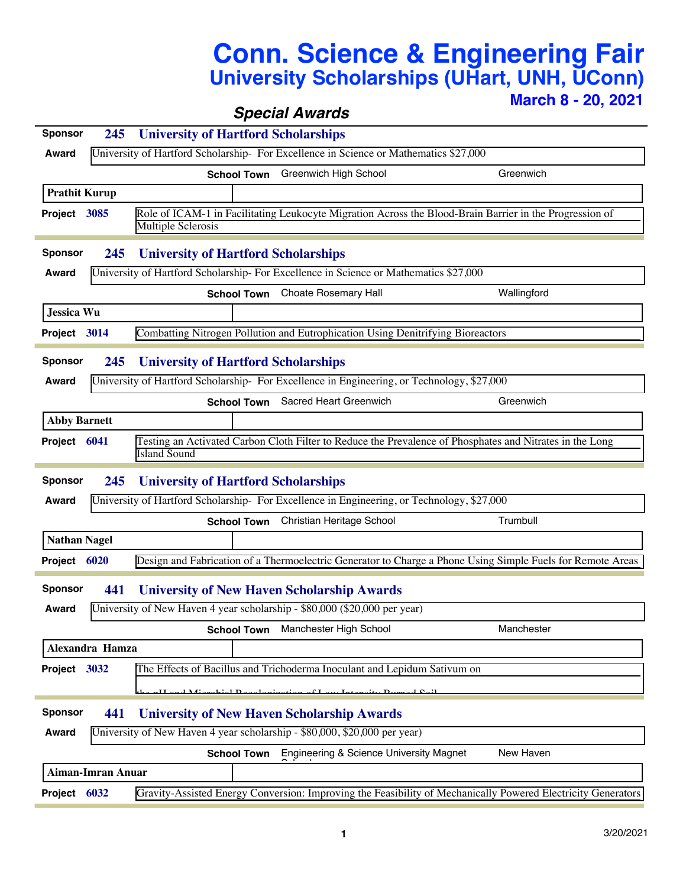# Conn. Science & Engineering Fair

## University Scholarships (UHart, UNH, UConn)

**March 8 - 20, 2021**

### *Special Awards*

---

**Sponsor** **245** **University of Hartford Scholarships**

**Award** University of Hartford Scholarship- For Excellence in Science or Mathematics $27,000

**School Town** Greenwich High School — Greenwich

**Prathit Kurup**

**Project 3085** Role of ICAM-1 in Facilitating Leukocyte Migration Across the Blood-Brain Barrier in the Progression of Multiple Sclerosis

---

**Sponsor** **245** **University of Hartford Scholarships**

**Award** University of Hartford Scholarship- For Excellence in Science or Mathematics $27,000

**School Town** Choate Rosemary Hall — Wallingford

**Jessica Wu**

**Project 3014** Combatting Nitrogen Pollution and Eutrophication Using Denitrifying Bioreactors

---

**Sponsor** **245** **University of Hartford Scholarships**

**Award** University of Hartford Scholarship- For Excellence in Engineering, or Technology, $27,000

**School Town** Sacred Heart Greenwich — Greenwich

**Abby Barnett**

**Project 6041** Testing an Activated Carbon Cloth Filter to Reduce the Prevalence of Phosphates and Nitrates in the Long Island Sound

---

**Sponsor** **245** **University of Hartford Scholarships**

**Award** University of Hartford Scholarship- For Excellence in Engineering, or Technology, $27,000

**School Town** Christian Heritage School — Trumbull

**Nathan Nagel**

**Project 6020** Design and Fabrication of a Thermoelectric Generator to Charge a Phone Using Simple Fuels for Remote Areas

---

**Sponsor** **441** **University of New Haven Scholarship Awards**

**Award** University of New Haven 4 year scholarship - $80,000 ($20,000 per year)

**School Town** Manchester High School — Manchester

**Alexandra Hamza**

**Project 3032** The Effects of Bacillus and Trichoderma Inoculant and Lepidum Sativum on the pH and Microbial Recolonization of Low-Intensity Burned Soil

---

**Sponsor** **441** **University of New Haven Scholarship Awards**

**Award** University of New Haven 4 year scholarship - $80,000, $20,000 per year)

**School Town** Engineering & Science University Magnet School — New Haven

**Aiman-Imran Anuar**

**Project 6032** Gravity-Assisted Energy Conversion: Improving the Feasibility of Mechanically Powered Electricity Generators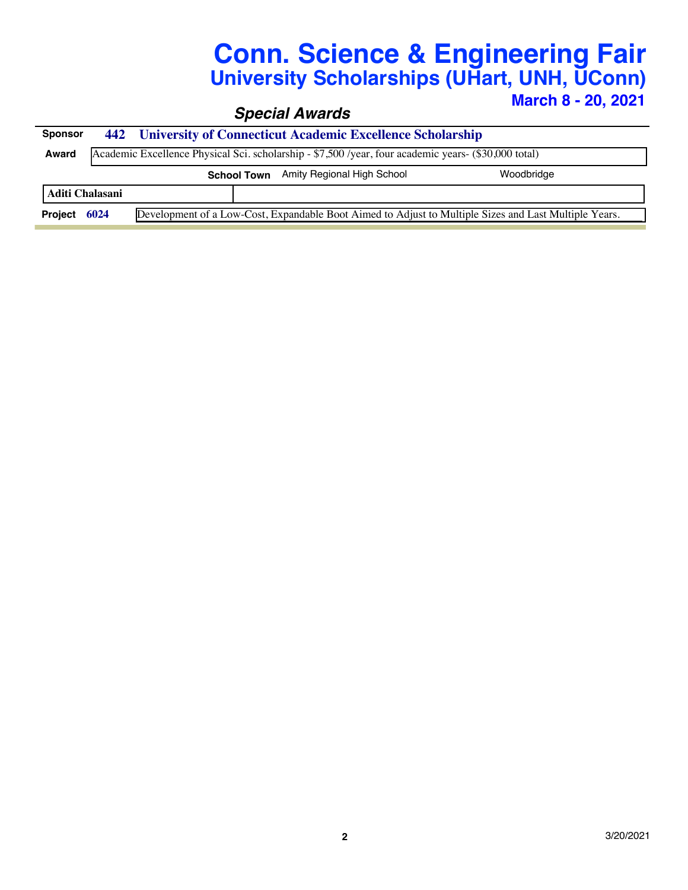# Conn. Science & Engineering Fair

## University Scholarships (UHart, UNH, UConn)

**March 8 - 20, 2021**

### *Special Awards*

**Sponsor** **442** **University of Connecticut Academic Excellence Scholarship**

**Award** Academic Excellence Physical Sci. scholarship - $7,500 /year, four academic years- ($30,000 total)

| | School Town | | |
|---|---|---|---|
| **Aditi Chalasani** | | Amity Regional High School | Woodbridge |

**Project** **6024** Development of a Low-Cost, Expandable Boot Aimed to Adjust to Multiple Sizes and Last Multiple Years.

3/20/2021